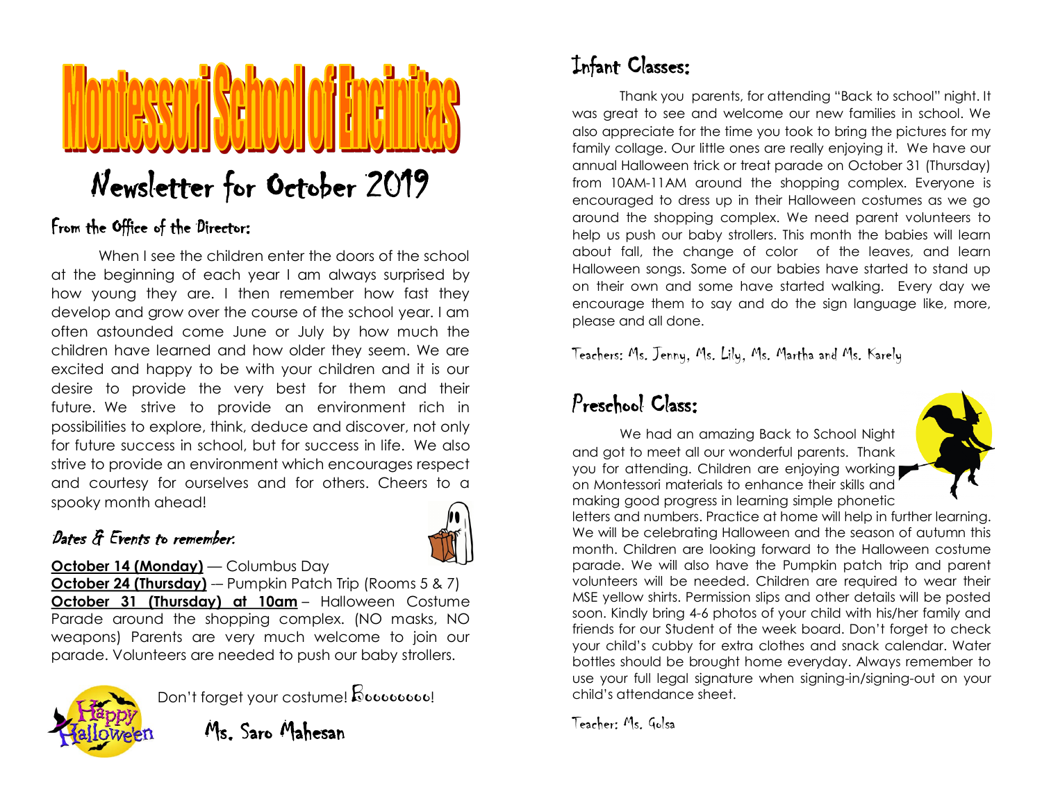# Montessori School of Encinitas

## Newsletter for October 2019

### From the Office of the Director:

When I see the children enter the doors of the school at the beginning of each year I am always surprised by how young they are. I then remember how fast they develop and grow over the course of the school year. I am often astounded come June or July by how much the children have learned and how older they seem. We are excited and happy to be with your children and it is our desire to provide the very best for them and their future. We strive to provide an environment rich in possibilities to explore, think, deduce and discover, not only for future success in school, but for success in life. We also strive to provide an environment which encourages respect and courtesy for ourselves and for others. Cheers to a spooky month ahead!

### Dates & Events to remember:

**October 14 (Monday)** — Columbus Day
**October 24 (Thursday)** –– Pumpkin Patch Trip (Rooms 5 & 7)
**October 31 (Thursday) at 10am** – Halloween Costume Parade around the shopping complex. (NO masks, NO weapons) Parents are very much welcome to join our parade. Volunteers are needed to push our baby strollers.

Don't forget your costume! Boooooooo!

Ms. Saro Mahesan

## Infant Classes:

Thank you parents, for attending "Back to school" night. It was great to see and welcome our new families in school. We also appreciate for the time you took to bring the pictures for my family collage. Our little ones are really enjoying it. We have our annual Halloween trick or treat parade on October 31 (Thursday) from 10AM-11AM around the shopping complex. Everyone is encouraged to dress up in their Halloween costumes as we go around the shopping complex. We need parent volunteers to help us push our baby strollers. This month the babies will learn about fall, the change of color of the leaves, and learn Halloween songs. Some of our babies have started to stand up on their own and some have started walking. Every day we encourage them to say and do the sign language like, more, please and all done.

Teachers: Ms. Jenny, Ms. Lily, Ms. Martha and Ms. Karely

## Preschool Class:

We had an amazing Back to School Night and got to meet all our wonderful parents. Thank you for attending. Children are enjoying working on Montessori materials to enhance their skills and making good progress in learning simple phonetic letters and numbers. Practice at home will help in further learning. We will be celebrating Halloween and the season of autumn this month. Children are looking forward to the Halloween costume parade. We will also have the Pumpkin patch trip and parent volunteers will be needed. Children are required to wear their MSE yellow shirts. Permission slips and other details will be posted soon. Kindly bring 4-6 photos of your child with his/her family and friends for our Student of the week board. Don't forget to check your child's cubby for extra clothes and snack calendar. Water bottles should be brought home everyday. Always remember to use your full legal signature when signing-in/signing-out on your child's attendance sheet.

Teacher: Ms. Golsa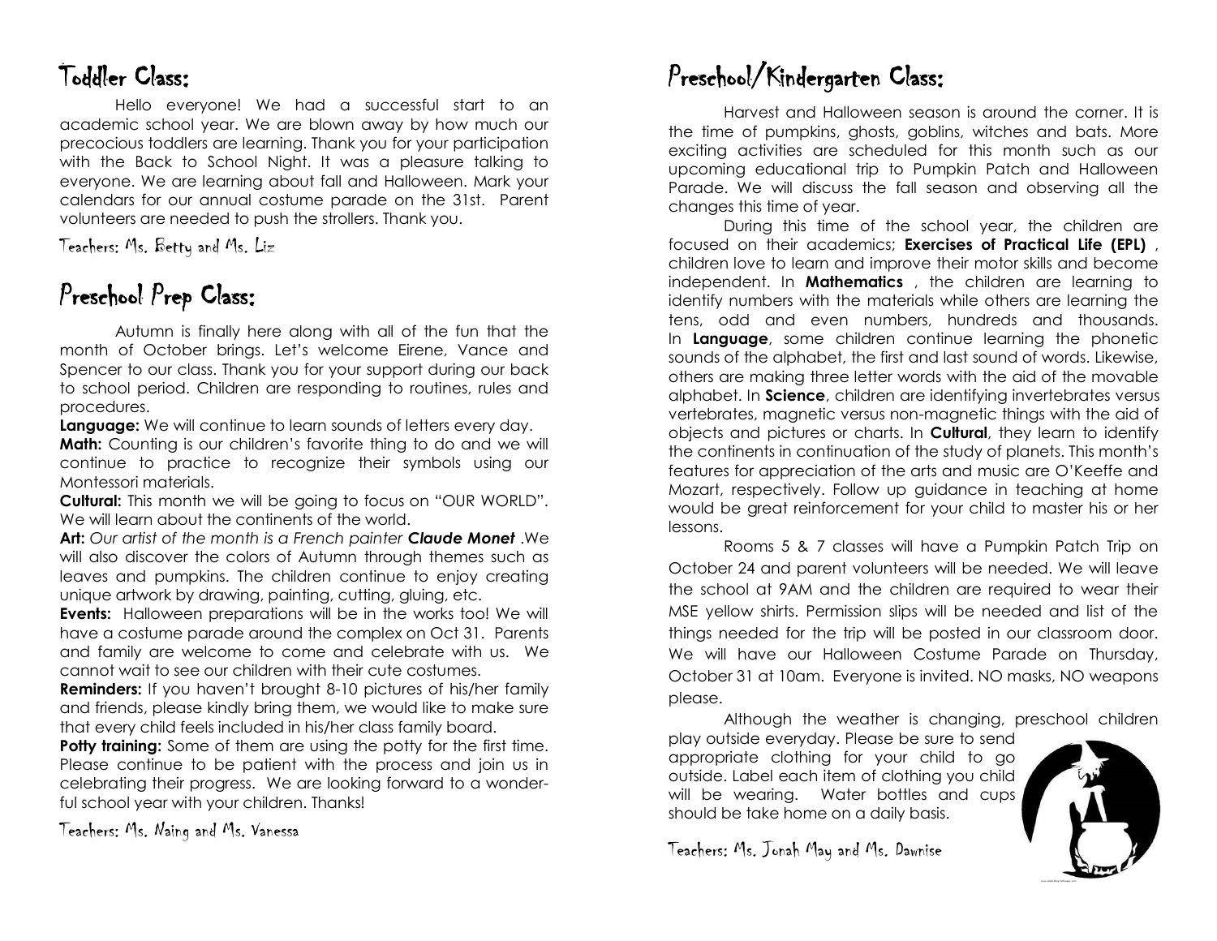## Toddler Class:

Hello everyone! We had a successful start to an academic school year. We are blown away by how much our precocious toddlers are learning. Thank you for your participation with the Back to School Night. It was a pleasure talking to everyone. We are learning about fall and Halloween. Mark your calendars for our annual costume parade on the 31st. Parent volunteers are needed to push the strollers. Thank you.

Teachers: Ms. Betty and Ms. Liz

## Preschool Prep Class:

Autumn is finally here along with all of the fun that the month of October brings. Let's welcome Eirene, Vance and Spencer to our class. Thank you for your support during our back to school period. Children are responding to routines, rules and procedures.

**Language:** We will continue to learn sounds of letters every day.

**Math:** Counting is our children's favorite thing to do and we will continue to practice to recognize their symbols using our Montessori materials.

**Cultural:** This month we will be going to focus on "OUR WORLD". We will learn about the continents of the world.

**Art:** *Our artist of the month is a French painter **Claude Monet*** .We will also discover the colors of Autumn through themes such as leaves and pumpkins. The children continue to enjoy creating unique artwork by drawing, painting, cutting, gluing, etc.

**Events:** Halloween preparations will be in the works too! We will have a costume parade around the complex on Oct 31. Parents and family are welcome to come and celebrate with us. We cannot wait to see our children with their cute costumes.

**Reminders:** If you haven't brought 8-10 pictures of his/her family and friends, please kindly bring them, we would like to make sure that every child feels included in his/her class family board.

**Potty training:** Some of them are using the potty for the first time. Please continue to be patient with the process and join us in celebrating their progress. We are looking forward to a wonderful school year with your children. Thanks!

Teachers: Ms. Naing and Ms. Vanessa

## Preschool/Kindergarten Class:

Harvest and Halloween season is around the corner. It is the time of pumpkins, ghosts, goblins, witches and bats. More exciting activities are scheduled for this month such as our upcoming educational trip to Pumpkin Patch and Halloween Parade. We will discuss the fall season and observing all the changes this time of year.

During this time of the school year, the children are focused on their academics; **Exercises of Practical Life (EPL)** , children love to learn and improve their motor skills and become independent. In **Mathematics** , the children are learning to identify numbers with the materials while others are learning the tens, odd and even numbers, hundreds and thousands. In **Language**, some children continue learning the phonetic sounds of the alphabet, the first and last sound of words. Likewise, others are making three letter words with the aid of the movable alphabet. In **Science**, children are identifying invertebrates versus vertebrates, magnetic versus non-magnetic things with the aid of objects and pictures or charts. In **Cultural**, they learn to identify the continents in continuation of the study of planets. This month's features for appreciation of the arts and music are O'Keeffe and Mozart, respectively. Follow up guidance in teaching at home would be great reinforcement for your child to master his or her lessons.

Rooms 5 & 7 classes will have a Pumpkin Patch Trip on October 24 and parent volunteers will be needed. We will leave the school at 9AM and the children are required to wear their MSE yellow shirts. Permission slips will be needed and list of the things needed for the trip will be posted in our classroom door. We will have our Halloween Costume Parade on Thursday, October 31 at 10am. Everyone is invited. NO masks, NO weapons please.

Although the weather is changing, preschool children play outside everyday. Please be sure to send appropriate clothing for your child to go outside. Label each item of clothing you child will be wearing. Water bottles and cups should be take home on a daily basis.

Teachers: Ms. Jonah May and Ms. Dawnise